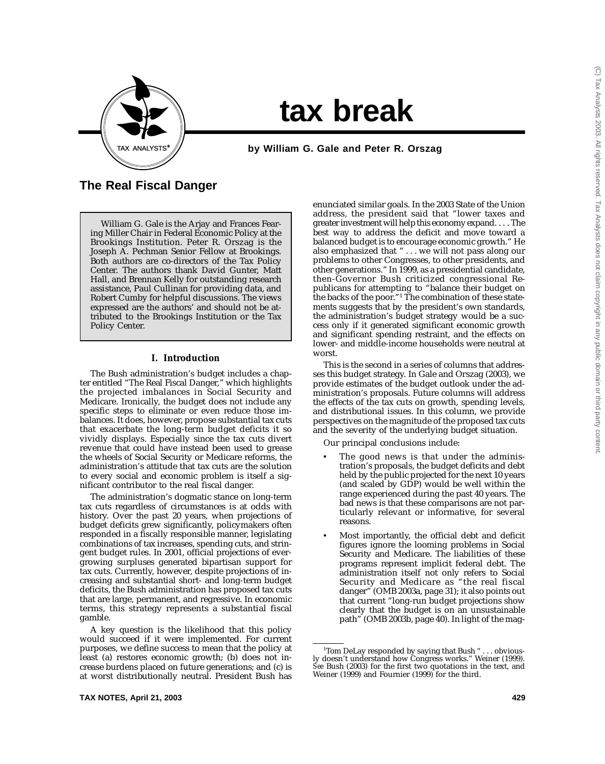# tax break

**by William G. Gale and Peter R. Orszag**

## The Real Fiscal Danger

William G. Gale is the Arjay and Frances Fearing Miller Chair in Federal Economic Policy at the Brookings Institution. Peter R. Orszag is the Joseph A. Pechman Senior Fellow at Brookings. Both authors are co-directors of the Tax Policy Center. The authors thank David Gunter, Matt Hall, and Brennan Kelly for outstanding research assistance, Paul Cullinan for providing data, and Robert Cumby for helpful discussions. The views expressed are the authors' and should not be attributed to the Brookings Institution or the Tax Policy Center.

### I. Introduction

The Bush administration's budget includes a chapter entitled "The Real Fiscal Danger," which highlights the projected imbalances in Social Security and Medicare. Ironically, the budget does not include any specific steps to eliminate or even reduce those imbalances. It does, however, propose substantial tax cuts that exacerbate the long-term budget deficits it so vividly displays. Especially since the tax cuts divert revenue that could have instead been used to grease the wheels of Social Security or Medicare reforms, the administration's attitude that tax cuts are the solution to every social and economic problem is itself a significant contributor to the real fiscal danger.

The administration's dogmatic stance on long-term tax cuts regardless of circumstances is at odds with history. Over the past 20 years, when projections of budget deficits grew significantly, policymakers often responded in a fiscally responsible manner, legislating combinations of tax increases, spending cuts, and stringent budget rules. In 2001, official projections of ever-growing surpluses generated bipartisan support for tax cuts. Currently, however, despite projections of increasing and substantial short- and long-term budget deficits, the Bush administration has proposed tax cuts that are large, permanent, and regressive. In economic terms, this strategy represents a substantial fiscal gamble.

A key question is the likelihood that this policy would succeed if it were implemented. For current purposes, we define success to mean that the policy at least (a) restores economic growth; (b) does not increase burdens placed on future generations; and (c) is at worst distributionally neutral. President Bush has enunciated similar goals. In the 2003 State of the Union address, the president said that "lower taxes and greater investment will help this economy expand. . . . The best way to address the deficit and move toward a balanced budget is to encourage economic growth." He also emphasized that " . . . we will not pass along our problems to other Congresses, to other presidents, and other generations." In 1999, as a presidential candidate, then-Governor Bush criticized congressional Republicans for attempting to "balance their budget on the backs of the poor."[1] The combination of these statements suggests that by the president's own standards, the administration's budget strategy would be a success only if it generated significant economic growth and significant spending restraint, and the effects on lower- and middle-income households were neutral at worst.

This is the second in a series of columns that addresses this budget strategy. In Gale and Orszag (2003), we provide estimates of the budget outlook under the administration's proposals. Future columns will address the effects of the tax cuts on growth, spending levels, and distributional issues. In this column, we provide perspectives on the magnitude of the proposed tax cuts and the severity of the underlying budget situation.

Our principal conclusions include:

- The good news is that under the administration's proposals, the budget deficits and debt held by the public projected for the next 10 years (and scaled by GDP) would be well within the range experienced during the past 40 years. The bad news is that these comparisons are not particularly relevant or informative, for several reasons.
- Most importantly, the official debt and deficit figures ignore the looming problems in Social Security and Medicare. The liabilities of these programs represent implicit federal debt. The administration itself not only refers to Social Security and Medicare as "the real fiscal danger" (OMB 2003a, page 31); it also points out that current "long-run budget projections show clearly that the budget is on an unsustainable path" (OMB 2003b, page 40). In light of the mag-

[1]Tom DeLay responded by saying that Bush " . . . obviously doesn't understand how Congress works." Weiner (1999). *See* Bush (2003) for the first two quotations in the text, and Weiner (1999) and Fournier (1999) for the third.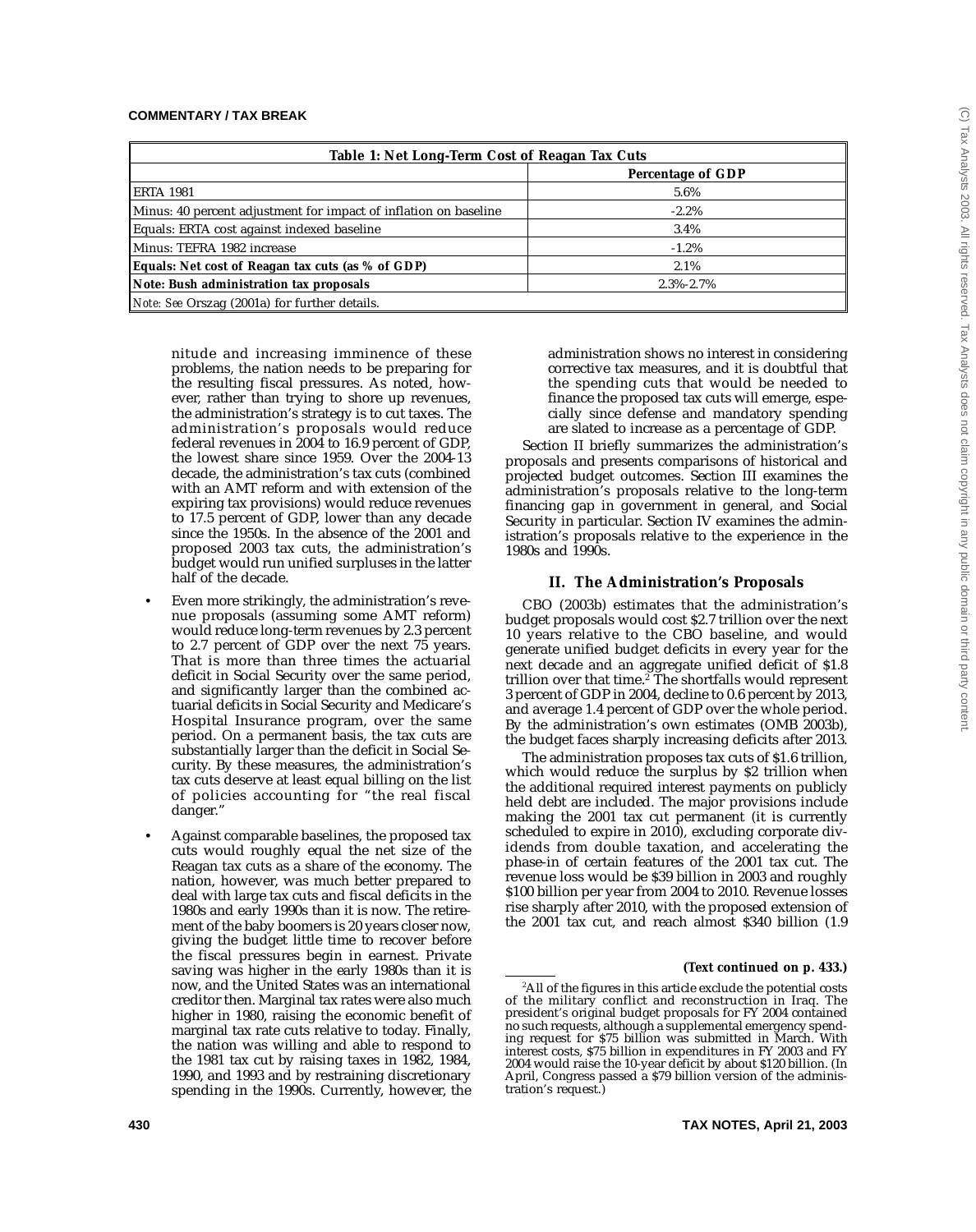| Table 1: Net Long-Term Cost of Reagan Tax Cuts | |
|---|---|
| | **Percentage of GDP** |
| ERTA 1981 | 5.6% |
| Minus: 40 percent adjustment for impact of inflation on baseline | -2.2% |
| Equals: ERTA cost against indexed baseline | 3.4% |
| Minus: TEFRA 1982 increase | -1.2% |
| **Equals: Net cost of Reagan tax cuts (as % of GDP)** | 2.1% |
| **Note: Bush administration tax proposals** | 2.3%-2.7% |
| *Note: See* Orszag (2001a) for further details. | |

nitude and increasing imminence of these problems, the nation needs to be preparing for the resulting fiscal pressures. As noted, however, rather than trying to shore up revenues, the administration's strategy is to cut taxes. The administration's proposals would reduce federal revenues in 2004 to 16.9 percent of GDP, the lowest share since 1959. Over the 2004-13 decade, the administration's tax cuts (combined with an AMT reform and with extension of the expiring tax provisions) would reduce revenues to 17.5 percent of GDP, lower than any decade since the 1950s. In the absence of the 2001 and proposed 2003 tax cuts, the administration's budget would run unified surpluses in the latter half of the decade.

- Even more strikingly, the administration's revenue proposals (assuming some AMT reform) would reduce long-term revenues by 2.3 percent to 2.7 percent of GDP over the next 75 years. That is more than three times the actuarial deficit in Social Security over the same period, and significantly larger than the combined actuarial deficits in Social Security and Medicare's Hospital Insurance program, over the same period. On a permanent basis, the tax cuts are substantially larger than the deficit in Social Security. By these measures, the administration's tax cuts deserve at least equal billing on the list of policies accounting for "the real fiscal danger."

- Against comparable baselines, the proposed tax cuts would roughly equal the net size of the Reagan tax cuts as a share of the economy. The nation, however, was much better prepared to deal with large tax cuts and fiscal deficits in the 1980s and early 1990s than it is now. The retirement of the baby boomers is 20 years closer now, giving the budget little time to recover before the fiscal pressures begin in earnest. Private saving was higher in the early 1980s than it is now, and the United States was an international creditor then. Marginal tax rates were also much higher in 1980, raising the economic benefit of marginal tax rate cuts relative to today. Finally, the nation was willing and able to respond to the 1981 tax cut by raising taxes in 1982, 1984, 1990, and 1993 and by restraining discretionary spending in the 1990s. Currently, however, the administration shows no interest in considering corrective tax measures, and it is doubtful that the spending cuts that would be needed to finance the proposed tax cuts will emerge, especially since defense and mandatory spending are slated to increase as a percentage of GDP.

Section II briefly summarizes the administration's proposals and presents comparisons of historical and projected budget outcomes. Section III examines the administration's proposals relative to the long-term financing gap in government in general, and Social Security in particular. Section IV examines the administration's proposals relative to the experience in the 1980s and 1990s.

## II. The Administration's Proposals

CBO (2003b) estimates that the administration's budget proposals would cost \$2.7 trillion over the next 10 years relative to the CBO baseline, and would generate unified budget deficits in every year for the next decade and an aggregate unified deficit of \$1.8 trillion over that time.[2] The shortfalls would represent 3 percent of GDP in 2004, decline to 0.6 percent by 2013, and average 1.4 percent of GDP over the whole period. By the administration's own estimates (OMB 2003b), the budget faces sharply increasing deficits after 2013.

The administration proposes tax cuts of \$1.6 trillion, which would reduce the surplus by \$2 trillion when the additional required interest payments on publicly held debt are included. The major provisions include making the 2001 tax cut permanent (it is currently scheduled to expire in 2010), excluding corporate dividends from double taxation, and accelerating the phase-in of certain features of the 2001 tax cut. The revenue loss would be \$39 billion in 2003 and roughly \$100 billion per year from 2004 to 2010. Revenue losses rise sharply after 2010, with the proposed extension of the 2001 tax cut, and reach almost \$340 billion (1.9

**(Text continued on p. 433.)**

[2]All of the figures in this article exclude the potential costs of the military conflict and reconstruction in Iraq. The president's original budget proposals for FY 2004 contained no such requests, although a supplemental emergency spending request for \$75 billion was submitted in March. With interest costs, \$75 billion in expenditures in FY 2003 and FY 2004 would raise the 10-year deficit by about \$120 billion. (In April, Congress passed a \$79 billion version of the administration's request.)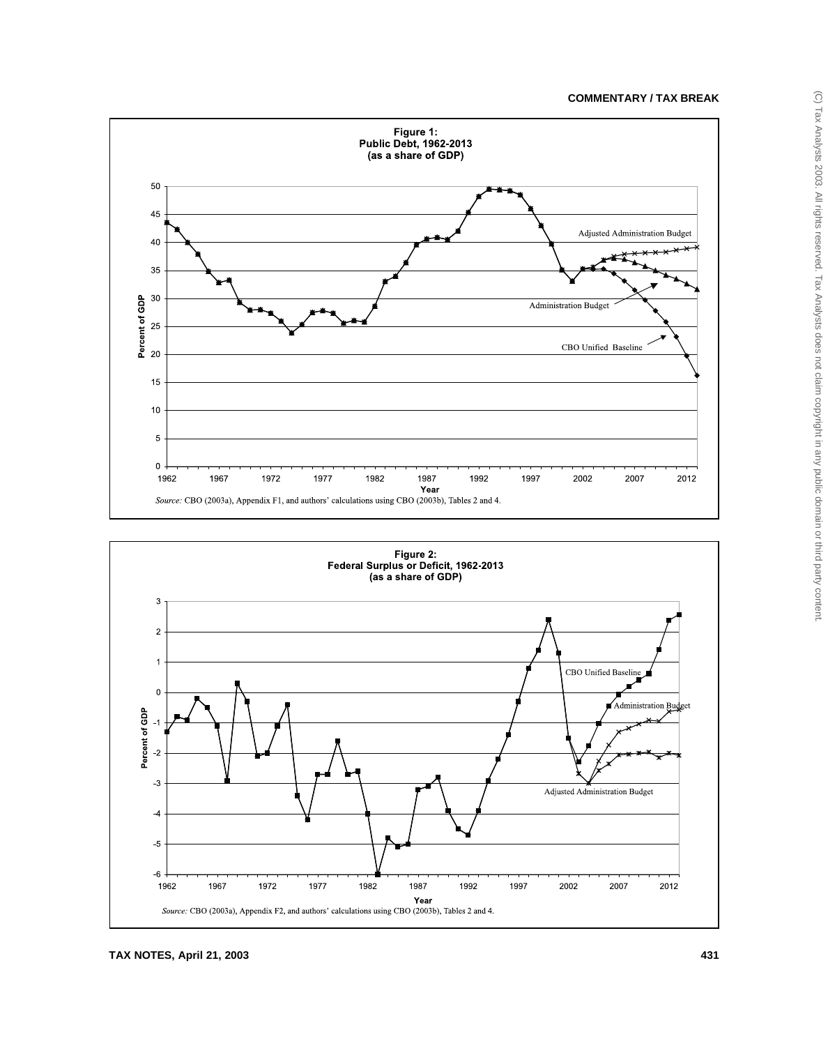**Figure 1:**
**Public Debt, 1962-2013**
**(as a share of GDP)**

*Source:* CBO (2003a), Appendix F1, and authors' calculations using CBO (2003b), Tables 2 and 4.

**Figure 2:**
**Federal Surplus or Deficit, 1962-2013**
**(as a share of GDP)**

*Source:* CBO (2003a), Appendix F2, and authors' calculations using CBO (2003b), Tables 2 and 4.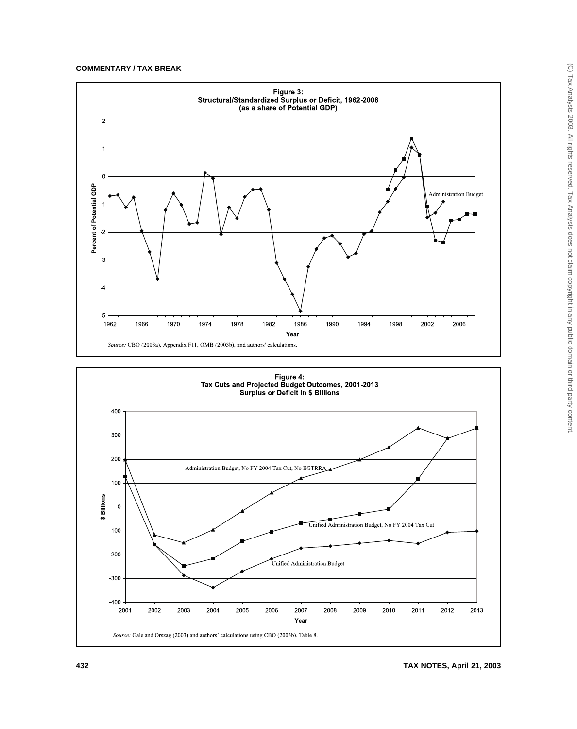**Figure 3:**
**Structural/Standardized Surplus or Deficit, 1962-2008**
**(as a share of Potential GDP)**

*Source:* CBO (2003a), Appendix F11, OMB (2003b), and authors' calculations.

**Figure 4:**
**Tax Cuts and Projected Budget Outcomes, 2001-2013**
**Surplus or Deficit in $ Billions**

*Source:* Gale and Orszag (2003) and authors' calculations using CBO (2003b), Table 8.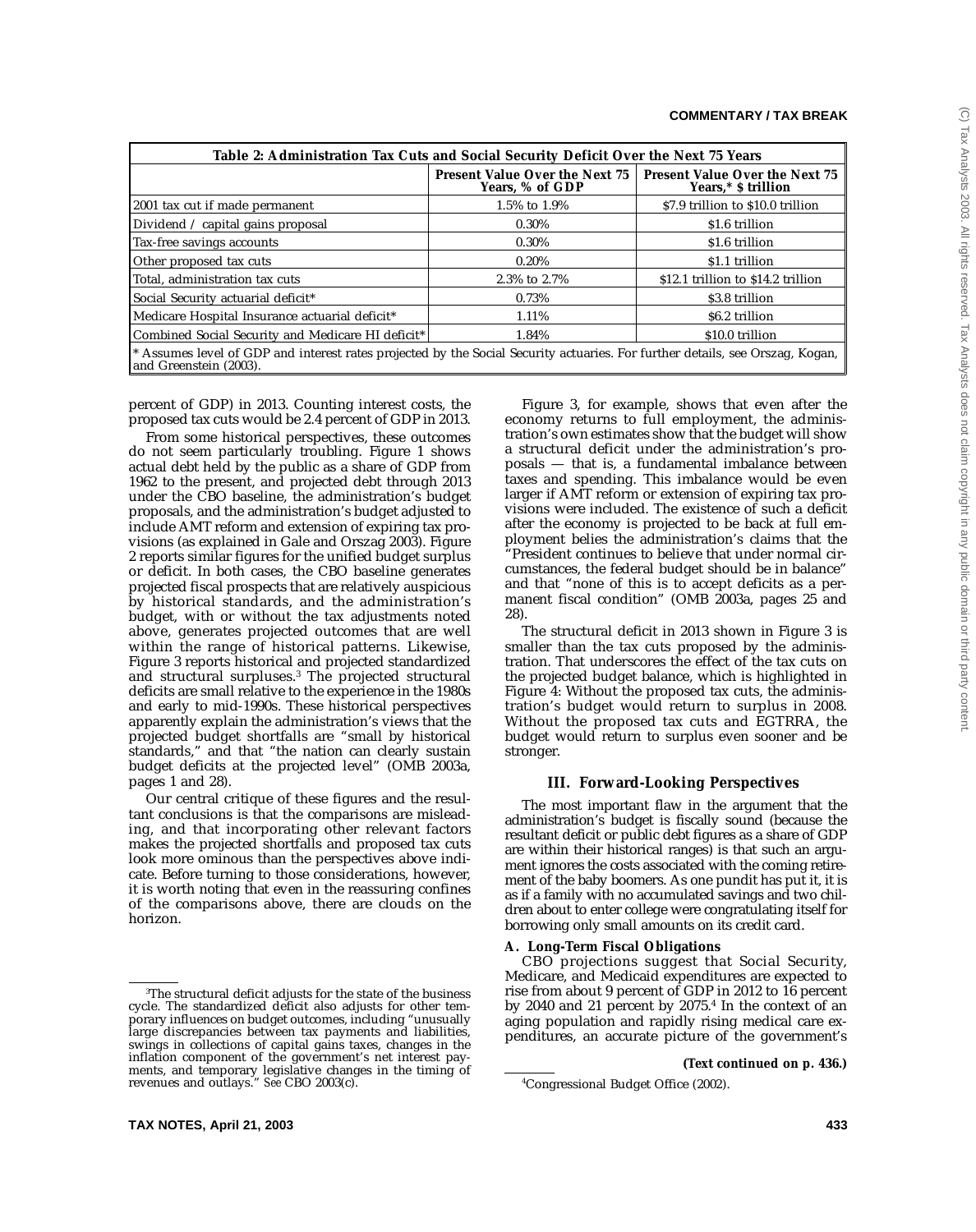**Table 2: Administration Tax Cuts and Social Security Deficit Over the Next 75 Years**

| | Present Value Over the Next 75 Years, % of GDP | Present Value Over the Next 75 Years,* $ trillion |
|---|---|---|
| 2001 tax cut if made permanent | 1.5% to 1.9% | $7.9 trillion to $10.0 trillion |
| Dividend / capital gains proposal | 0.30% | $1.6 trillion |
| Tax-free savings accounts | 0.30% | $1.6 trillion |
| Other proposed tax cuts | 0.20% | $1.1 trillion |
| Total, administration tax cuts | 2.3% to 2.7% | $12.1 trillion to $14.2 trillion |
| Social Security actuarial deficit* | 0.73% | $3.8 trillion |
| Medicare Hospital Insurance actuarial deficit* | 1.11% | $6.2 trillion |
| Combined Social Security and Medicare HI deficit* | 1.84% | $10.0 trillion |

* Assumes level of GDP and interest rates projected by the Social Security actuaries. For further details, see Orszag, Kogan, and Greenstein (2003).

percent of GDP) in 2013. Counting interest costs, the proposed tax cuts would be 2.4 percent of GDP in 2013.

From some historical perspectives, these outcomes do not seem particularly troubling. Figure 1 shows actual debt held by the public as a share of GDP from 1962 to the present, and projected debt through 2013 under the CBO baseline, the administration's budget proposals, and the administration's budget adjusted to include AMT reform and extension of expiring tax provisions (as explained in Gale and Orszag 2003). Figure 2 reports similar figures for the unified budget surplus or deficit. In both cases, the CBO baseline generates projected fiscal prospects that are relatively auspicious by historical standards, and the administration's budget, with or without the tax adjustments noted above, generates projected outcomes that are well within the range of historical patterns. Likewise, Figure 3 reports historical and projected standardized and structural surpluses.[3] The projected structural deficits are small relative to the experience in the 1980s and early to mid-1990s. These historical perspectives apparently explain the administration's views that the projected budget shortfalls are "small by historical standards," and that "the nation can clearly sustain budget deficits at the projected level" (OMB 2003a, pages 1 and 28).

Our central critique of these figures and the resultant conclusions is that the comparisons are misleading, and that incorporating other relevant factors makes the projected shortfalls and proposed tax cuts look more ominous than the perspectives above indicate. Before turning to those considerations, however, it is worth noting that even in the reassuring confines of the comparisons above, there are clouds on the horizon.

Figure 3, for example, shows that even after the economy returns to full employment, the administration's own estimates show that the budget will show a structural deficit under the administration's proposals — that is, a fundamental imbalance between taxes and spending. This imbalance would be even larger if AMT reform or extension of expiring tax provisions were included. The existence of such a deficit after the economy is projected to be back at full employment belies the administration's claims that the "President continues to believe that under normal circumstances, the federal budget should be in balance" and that "none of this is to accept deficits as a permanent fiscal condition" (OMB 2003a, pages 25 and 28).

The structural deficit in 2013 shown in Figure 3 is smaller than the tax cuts proposed by the administration. That underscores the effect of the tax cuts on the projected budget balance, which is highlighted in Figure 4: Without the proposed tax cuts, the administration's budget would return to surplus in 2008. Without the proposed tax cuts and EGTRRA, the budget would return to surplus even sooner and be stronger.

## III. Forward-Looking Perspectives

The most important flaw in the argument that the administration's budget is fiscally sound (because the resultant deficit or public debt figures as a share of GDP are within their historical ranges) is that such an argument ignores the costs associated with the coming retirement of the baby boomers. As one pundit has put it, it is as if a family with no accumulated savings and two children about to enter college were congratulating itself for borrowing only small amounts on its credit card.

### A. Long-Term Fiscal Obligations

CBO projections suggest that Social Security, Medicare, and Medicaid expenditures are expected to rise from about 9 percent of GDP in 2012 to 16 percent by 2040 and 21 percent by 2075.[4] In the context of an aging population and rapidly rising medical care expenditures, an accurate picture of the government's

**(Text continued on p. 436.)**

---

[3] The structural deficit adjusts for the state of the business cycle. The standardized deficit also adjusts for other temporary influences on budget outcomes, including "unusually large discrepancies between tax payments and liabilities, swings in collections of capital gains taxes, changes in the inflation component of the government's net interest payments, and temporary legislative changes in the timing of revenues and outlays." *See* CBO 2003(c).

[4] Congressional Budget Office (2002).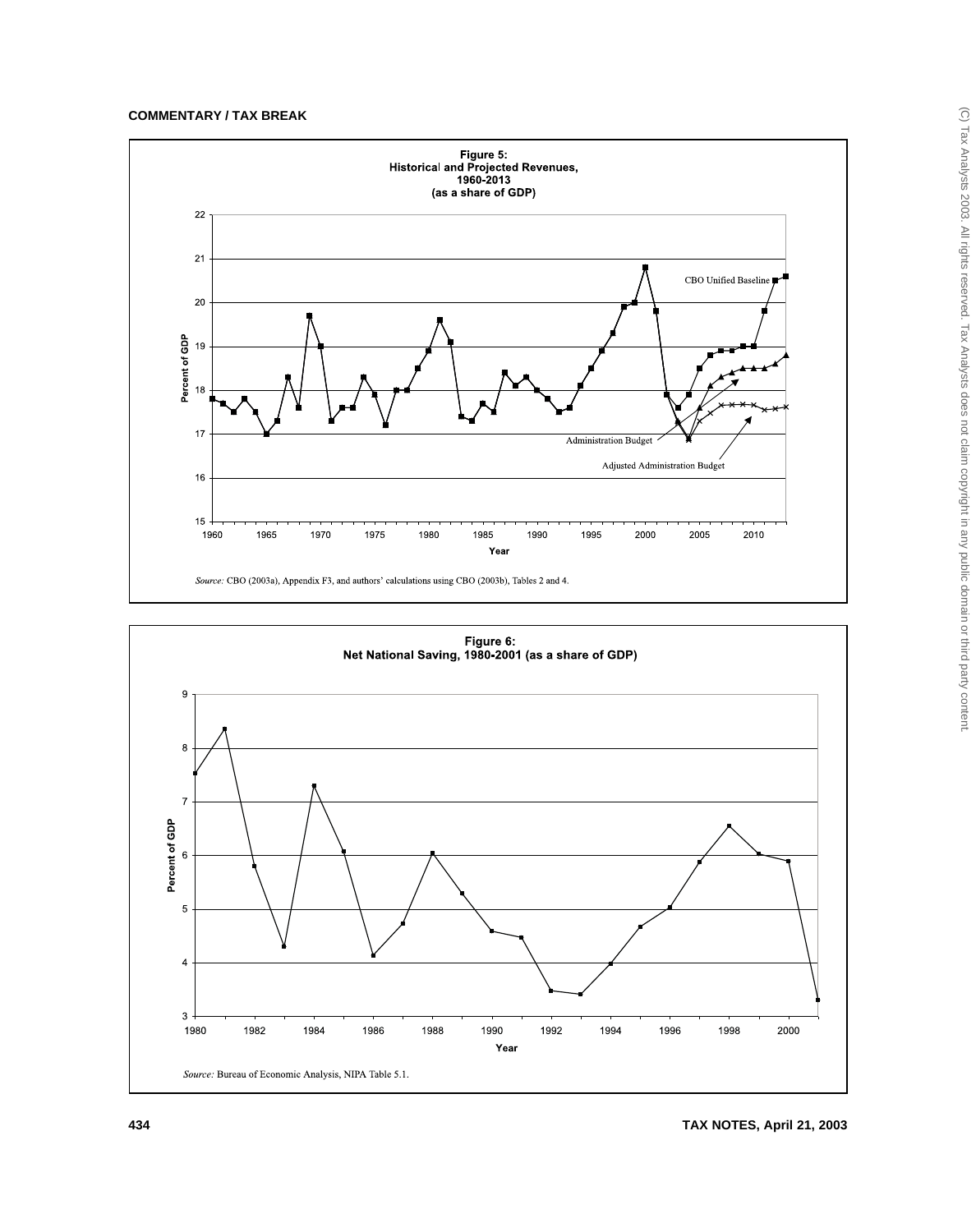**Figure 5: Historical and Projected Revenues, 1960-2013 (as a share of GDP)**

*Source:* CBO (2003a), Appendix F3, and authors' calculations using CBO (2003b), Tables 2 and 4.

**Figure 6: Net National Saving, 1980-2001 (as a share of GDP)**

*Source:* Bureau of Economic Analysis, NIPA Table 5.1.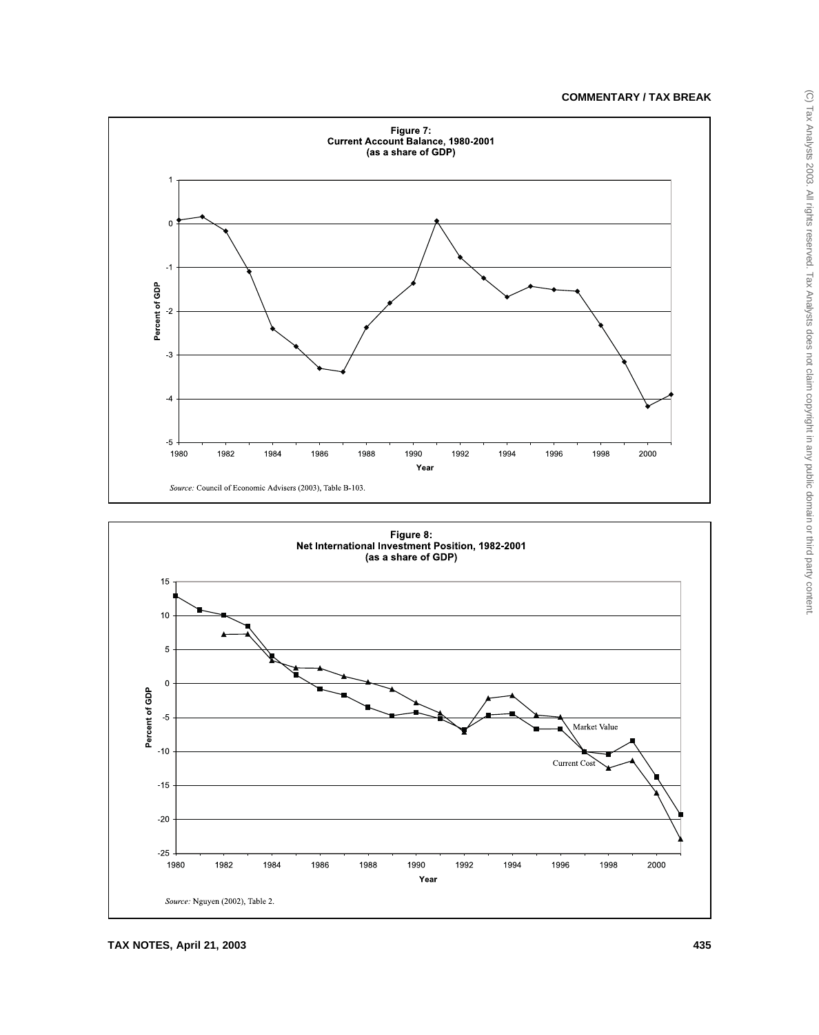**Figure 7:**
**Current Account Balance, 1980-2001**
**(as a share of GDP)**

*Source:* Council of Economic Advisers (2003), Table B-103.

**Figure 8:**
**Net International Investment Position, 1982-2001**
**(as a share of GDP)**

*Source:* Nguyen (2002), Table 2.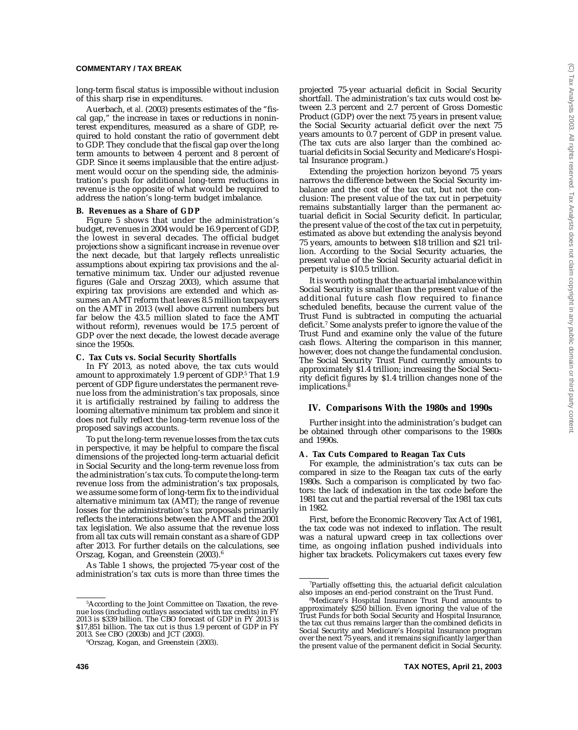long-term fiscal status is impossible without inclusion of this sharp rise in expenditures.

Auerbach, *et al.* (2003) presents estimates of the "fiscal gap," the increase in taxes or reductions in noninterest expenditures, measured as a share of GDP, required to hold constant the ratio of government debt to GDP. They conclude that the fiscal gap over the long term amounts to between 4 percent and 8 percent of GDP. Since it seems implausible that the entire adjustment would occur on the spending side, the administration's push for additional long-term reductions in revenue is the opposite of what would be required to address the nation's long-term budget imbalance.

### B. Revenues as a Share of GDP

Figure 5 shows that under the administration's budget, revenues in 2004 would be 16.9 percent of GDP, the lowest in several decades. The official budget projections show a significant increase in revenue over the next decade, but that largely reflects unrealistic assumptions about expiring tax provisions and the alternative minimum tax. Under our adjusted revenue figures (Gale and Orszag 2003), which assume that expiring tax provisions are extended and which assumes an AMT reform that leaves 8.5 million taxpayers on the AMT in 2013 (well above current numbers but far below the 43.5 million slated to face the AMT without reform), revenues would be 17.5 percent of GDP over the next decade, the lowest decade average since the 1950s.

### C. Tax Cuts vs. Social Security Shortfalls

In FY 2013, as noted above, the tax cuts would amount to approximately 1.9 percent of GDP.[5] That 1.9 percent of GDP figure understates the permanent revenue loss from the administration's tax proposals, since it is artificially restrained by failing to address the looming alternative minimum tax problem and since it does not fully reflect the long-term revenue loss of the proposed savings accounts.

To put the long-term revenue losses from the tax cuts in perspective, it may be helpful to compare the fiscal dimensions of the projected long-term actuarial deficit in Social Security and the long-term revenue loss from the administration's tax cuts. To compute the long-term revenue loss from the administration's tax proposals, we assume some form of long-term fix to the individual alternative minimum tax (AMT); the range of revenue losses for the administration's tax proposals primarily reflects the interactions between the AMT and the 2001 tax legislation. We also assume that the revenue loss from all tax cuts will remain constant as a share of GDP after 2013. For further details on the calculations, see Orszag, Kogan, and Greenstein (2003).[6]

As Table 1 shows, the projected 75-year cost of the administration's tax cuts is more than three times the projected 75-year actuarial deficit in Social Security shortfall. The administration's tax cuts would cost between 2.3 percent and 2.7 percent of Gross Domestic Product (GDP) over the next 75 years in present value; the Social Security actuarial deficit over the next 75 years amounts to 0.7 percent of GDP in present value. (The tax cuts are also larger than the combined actuarial deficits in Social Security and Medicare's Hospital Insurance program.)

Extending the projection horizon beyond 75 years narrows the difference between the Social Security imbalance and the cost of the tax cut, but not the conclusion: The present value of the tax cut in perpetuity remains substantially larger than the permanent actuarial deficit in Social Security deficit. In particular, the present value of the cost of the tax cut in perpetuity, estimated as above but extending the analysis beyond 75 years, amounts to between \$18 trillion and \$21 trillion. According to the Social Security actuaries, the present value of the Social Security actuarial deficit in perpetuity is \$10.5 trillion.

It is worth noting that the actuarial imbalance within Social Security is smaller than the present value of the additional future cash flow required to finance scheduled benefits, because the current value of the Trust Fund is subtracted in computing the actuarial deficit.[7] Some analysts prefer to ignore the value of the Trust Fund and examine only the value of the future cash flows. Altering the comparison in this manner, however, does not change the fundamental conclusion. The Social Security Trust Fund currently amounts to approximately \$1.4 trillion; increasing the Social Security deficit figures by \$1.4 trillion changes none of the implications.[8]

## IV. Comparisons With the 1980s and 1990s

Further insight into the administration's budget can be obtained through other comparisons to the 1980s and 1990s.

### A. Tax Cuts Compared to Reagan Tax Cuts

For example, the administration's tax cuts can be compared in size to the Reagan tax cuts of the early 1980s. Such a comparison is complicated by two factors: the lack of indexation in the tax code before the 1981 tax cut and the partial reversal of the 1981 tax cuts in 1982.

First, before the Economic Recovery Tax Act of 1981, the tax code was not indexed to inflation. The result was a natural upward creep in tax collections over time, as ongoing inflation pushed individuals into higher tax brackets. Policymakers cut taxes every few

---

[5] According to the Joint Committee on Taxation, the revenue loss (including outlays associated with tax credits) in FY 2013 is \$339 billion. The CBO forecast of GDP in FY 2013 is \$17,851 billion. The tax cut is thus 1.9 percent of GDP in FY 2013. *See* CBO (2003b) and JCT (2003).

[6] Orszag, Kogan, and Greenstein (2003).

[7] Partially offsetting this, the actuarial deficit calculation also imposes an end-period constraint on the Trust Fund.

[8] Medicare's Hospital Insurance Trust Fund amounts to approximately \$250 billion. Even ignoring the value of the Trust Funds for both Social Security and Hospital Insurance, the tax cut thus remains larger than the combined deficits in Social Security and Medicare's Hospital Insurance program over the next 75 years, and it remains significantly larger than the present value of the permanent deficit in Social Security.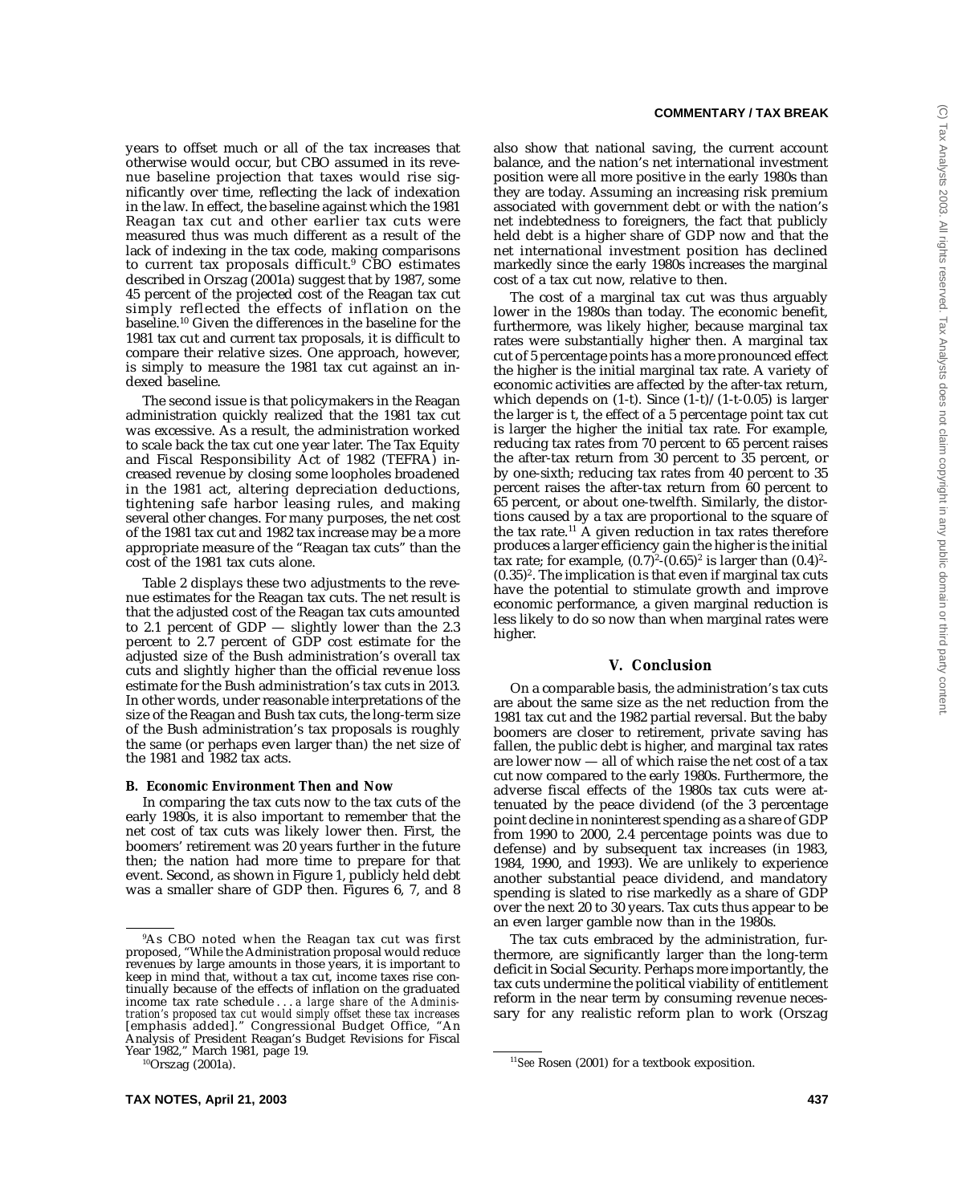years to offset much or all of the tax increases that otherwise would occur, but CBO assumed in its revenue baseline projection that taxes would rise significantly over time, reflecting the lack of indexation in the law. In effect, the baseline against which the 1981 Reagan tax cut and other earlier tax cuts were measured thus was much different as a result of the lack of indexing in the tax code, making comparisons to current tax proposals difficult.[9] CBO estimates described in Orszag (2001a) suggest that by 1987, some 45 percent of the projected cost of the Reagan tax cut simply reflected the effects of inflation on the baseline.[10] Given the differences in the baseline for the 1981 tax cut and current tax proposals, it is difficult to compare their relative sizes. One approach, however, is simply to measure the 1981 tax cut against an indexed baseline.

The second issue is that policymakers in the Reagan administration quickly realized that the 1981 tax cut was excessive. As a result, the administration worked to scale back the tax cut one year later. The Tax Equity and Fiscal Responsibility Act of 1982 (TEFRA) increased revenue by closing some loopholes broadened in the 1981 act, altering depreciation deductions, tightening safe harbor leasing rules, and making several other changes. For many purposes, the net cost of the 1981 tax cut and 1982 tax increase may be a more appropriate measure of the "Reagan tax cuts" than the cost of the 1981 tax cuts alone.

Table 2 displays these two adjustments to the revenue estimates for the Reagan tax cuts. The net result is that the adjusted cost of the Reagan tax cuts amounted to 2.1 percent of GDP — slightly lower than the 2.3 percent to 2.7 percent of GDP cost estimate for the adjusted size of the Bush administration's overall tax cuts and slightly higher than the official revenue loss estimate for the Bush administration's tax cuts in 2013. In other words, under reasonable interpretations of the size of the Reagan and Bush tax cuts, the long-term size of the Bush administration's tax proposals is roughly the same (or perhaps even larger than) the net size of the 1981 and 1982 tax acts.

### B. Economic Environment Then and Now

In comparing the tax cuts now to the tax cuts of the early 1980s, it is also important to remember that the net cost of tax cuts was likely lower then. First, the boomers' retirement was 20 years further in the future then; the nation had more time to prepare for that event. Second, as shown in Figure 1, publicly held debt was a smaller share of GDP then. Figures 6, 7, and 8 also show that national saving, the current account balance, and the nation's net international investment position were all more positive in the early 1980s than they are today. Assuming an increasing risk premium associated with government debt or with the nation's net indebtedness to foreigners, the fact that publicly held debt is a higher share of GDP now and that the net international investment position has declined markedly since the early 1980s increases the marginal cost of a tax cut now, relative to then.

The cost of a marginal tax cut was thus arguably lower in the 1980s than today. The economic benefit, furthermore, was likely higher, because marginal tax rates were substantially higher then. A marginal tax cut of 5 percentage points has a more pronounced effect the higher is the initial marginal tax rate. A variety of economic activities are affected by the after-tax return, which depends on $(1\text{-}t)$. Since $(1\text{-}t)/(1\text{-}t\text{-}0.05)$ is larger the larger is t, the effect of a 5 percentage point tax cut is larger the higher the initial tax rate. For example, reducing tax rates from 70 percent to 65 percent raises the after-tax return from 30 percent to 35 percent, or by one-sixth; reducing tax rates from 40 percent to 35 percent raises the after-tax return from 60 percent to 65 percent, or about one-twelfth. Similarly, the distortions caused by a tax are proportional to the square of the tax rate.[11] A given reduction in tax rates therefore produces a larger efficiency gain the higher is the initial tax rate; for example, $(0.7)^2\text{-}(0.65)^2$ is larger than $(0.4)^2\text{-}(0.35)^2$. The implication is that even if marginal tax cuts have the potential to stimulate growth and improve economic performance, a given marginal reduction is less likely to do so now than when marginal rates were higher.

## V. Conclusion

On a comparable basis, the administration's tax cuts are about the same size as the net reduction from the 1981 tax cut and the 1982 partial reversal. But the baby boomers are closer to retirement, private saving has fallen, the public debt is higher, and marginal tax rates are lower now — all of which raise the net cost of a tax cut now compared to the early 1980s. Furthermore, the adverse fiscal effects of the 1980s tax cuts were attenuated by the peace dividend (of the 3 percentage point decline in noninterest spending as a share of GDP from 1990 to 2000, 2.4 percentage points was due to defense) and by subsequent tax increases (in 1983, 1984, 1990, and 1993). We are unlikely to experience another substantial peace dividend, and mandatory spending is slated to rise markedly as a share of GDP over the next 20 to 30 years. Tax cuts thus appear to be an even larger gamble now than in the 1980s.

The tax cuts embraced by the administration, furthermore, are significantly larger than the long-term deficit in Social Security. Perhaps more importantly, the tax cuts undermine the political viability of entitlement reform in the near term by consuming revenue necessary for any realistic reform plan to work (Orszag

---

[9] As CBO noted when the Reagan tax cut was first proposed, "While the Administration proposal would reduce revenues by large amounts in those years, it is important to keep in mind that, without a tax cut, income taxes rise continually because of the effects of inflation on the graduated income tax rate schedule . . . *a large share of the Administration's proposed tax cut would simply offset these tax increases* [emphasis added]." Congressional Budget Office, "An Analysis of President Reagan's Budget Revisions for Fiscal Year 1982," March 1981, page 19.

[10] Orszag (2001a).

[11] *See* Rosen (2001) for a textbook exposition.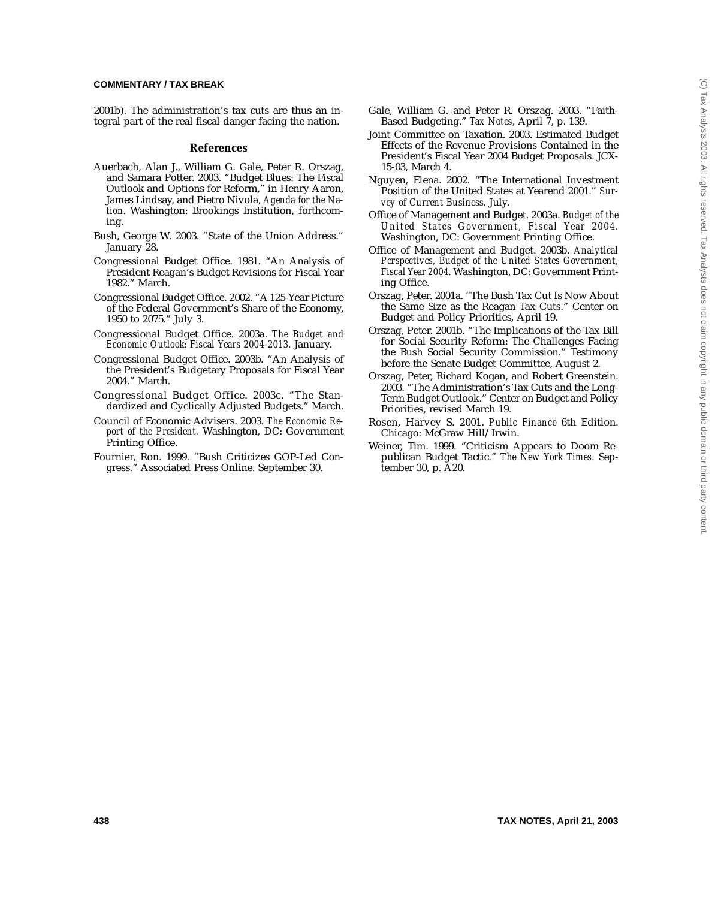2001b). The administration's tax cuts are thus an integral part of the real fiscal danger facing the nation.

## References

Auerbach, Alan J., William G. Gale, Peter R. Orszag, and Samara Potter. 2003. "Budget Blues: The Fiscal Outlook and Options for Reform," in Henry Aaron, James Lindsay, and Pietro Nivola, *Agenda for the Nation.* Washington: Brookings Institution, forthcoming.

Bush, George W. 2003. "State of the Union Address." January 28.

Congressional Budget Office. 1981. "An Analysis of President Reagan's Budget Revisions for Fiscal Year 1982." March.

Congressional Budget Office. 2002. "A 125-Year Picture of the Federal Government's Share of the Economy, 1950 to 2075." July 3.

Congressional Budget Office. 2003a. *The Budget and Economic Outlook: Fiscal Years 2004-2013.* January.

Congressional Budget Office. 2003b. "An Analysis of the President's Budgetary Proposals for Fiscal Year 2004." March.

Congressional Budget Office. 2003c. "The Standardized and Cyclically Adjusted Budgets." March.

Council of Economic Advisers. 2003. *The Economic Report of the President.* Washington, DC: Government Printing Office.

Fournier, Ron. 1999. "Bush Criticizes GOP-Led Congress." Associated Press Online. September 30.

Gale, William G. and Peter R. Orszag. 2003. "Faith-Based Budgeting." *Tax Notes,* April 7, p. 139.

Joint Committee on Taxation. 2003. Estimated Budget Effects of the Revenue Provisions Contained in the President's Fiscal Year 2004 Budget Proposals. JCX-15-03, March 4.

Nguyen, Elena. 2002. "The International Investment Position of the United States at Yearend 2001." *Survey of Current Business.* July.

Office of Management and Budget. 2003a. *Budget of the United States Government, Fiscal Year 2004.* Washington, DC: Government Printing Office.

Office of Management and Budget. 2003b. *Analytical Perspectives, Budget of the United States Government, Fiscal Year 2004.* Washington, DC: Government Printing Office.

Orszag, Peter. 2001a. "The Bush Tax Cut Is Now About the Same Size as the Reagan Tax Cuts." Center on Budget and Policy Priorities, April 19.

Orszag, Peter. 2001b. "The Implications of the Tax Bill for Social Security Reform: The Challenges Facing the Bush Social Security Commission." Testimony before the Senate Budget Committee, August 2.

Orszag, Peter, Richard Kogan, and Robert Greenstein. 2003. "The Administration's Tax Cuts and the Long-Term Budget Outlook." Center on Budget and Policy Priorities, revised March 19.

Rosen, Harvey S. 2001. *Public Finance* 6th Edition. Chicago: McGraw Hill/Irwin.

Weiner, Tim. 1999. "Criticism Appears to Doom Republican Budget Tactic." *The New York Times.* September 30, p. A20.